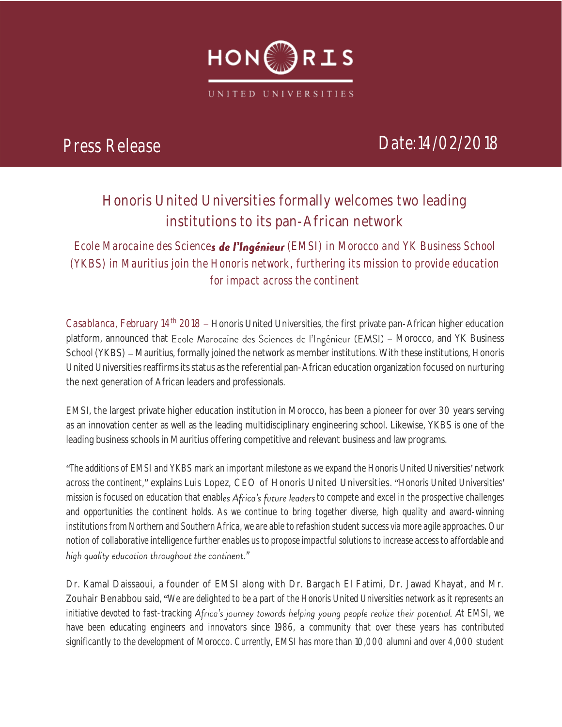HONORIS

UNITED UNIVERSITIES

Press Release

Date: 14/02/2018

# Honoris United Universities formally welcomes two leading institutions to its pan-African network

## Ecole Marocaine des Sciences de l'Ingénieur (EMSI) in Morocco and YK Business School (YKBS) in Mauritius join the Honoris network, furthering its mission to provide education for impact across the continent

Casablanca, February 14th 2018 – Honoris United Universities, the first private pan-African higher education platform, announced that Ecole Marocaine des Sciences de l'Ingénieur (EMSI) – Morocco, and YK Business School (YKBS) – Mauritius, formally joined the network as member institutions. With these institutions, Honoris United Universities reaffirms its status as the referential pan-African education organization focused on nurturing the next generation of African leaders and professionals.

EMSI, the largest private higher education institution in Morocco, has been a pioneer for over 30 years serving as an innovation center as well as the leading multidisciplinary engineering school. Likewise, YKBS is one of the leading business schools in Mauritius offering competitive and relevant business and law programs.

"The additions of EMSI and YKBS mark an important milestone as we expand the Honoris United Universities' network across the continent," explains Luis Lopez, CEO of Honoris United Universities. "Honoris United Universities' mission is focused on education that enables Africa's future leaders to compete and excel in the prospective challenges and opportunities the continent holds. As we continue to bring together diverse, high quality and award-winning institutions from Northern and Southern Africa, we are able to refashion student success via more agile approaches. Our notion of collaborative intelligence further enables us to propose impactful solutions to increase access to affordable and high quality education throughout the continent."

Dr. Kamal Daissaoui, a founder of EMSI along with Dr. Bargach El Fatimi, Dr. Jawad Khayat, and Mr. Zouhair Benabbou said, "We are delighted to be a part of the Honoris United Universities network as it represents an initiative devoted to fast-tracking Africa's journey towards helping young people realize their potential. At EMSI, we have been educating engineers and innovators since 1986, a community that over these years has contributed significantly to the development of Morocco. Currently, EMSI has more than 10,000 alumni and over 4,000 student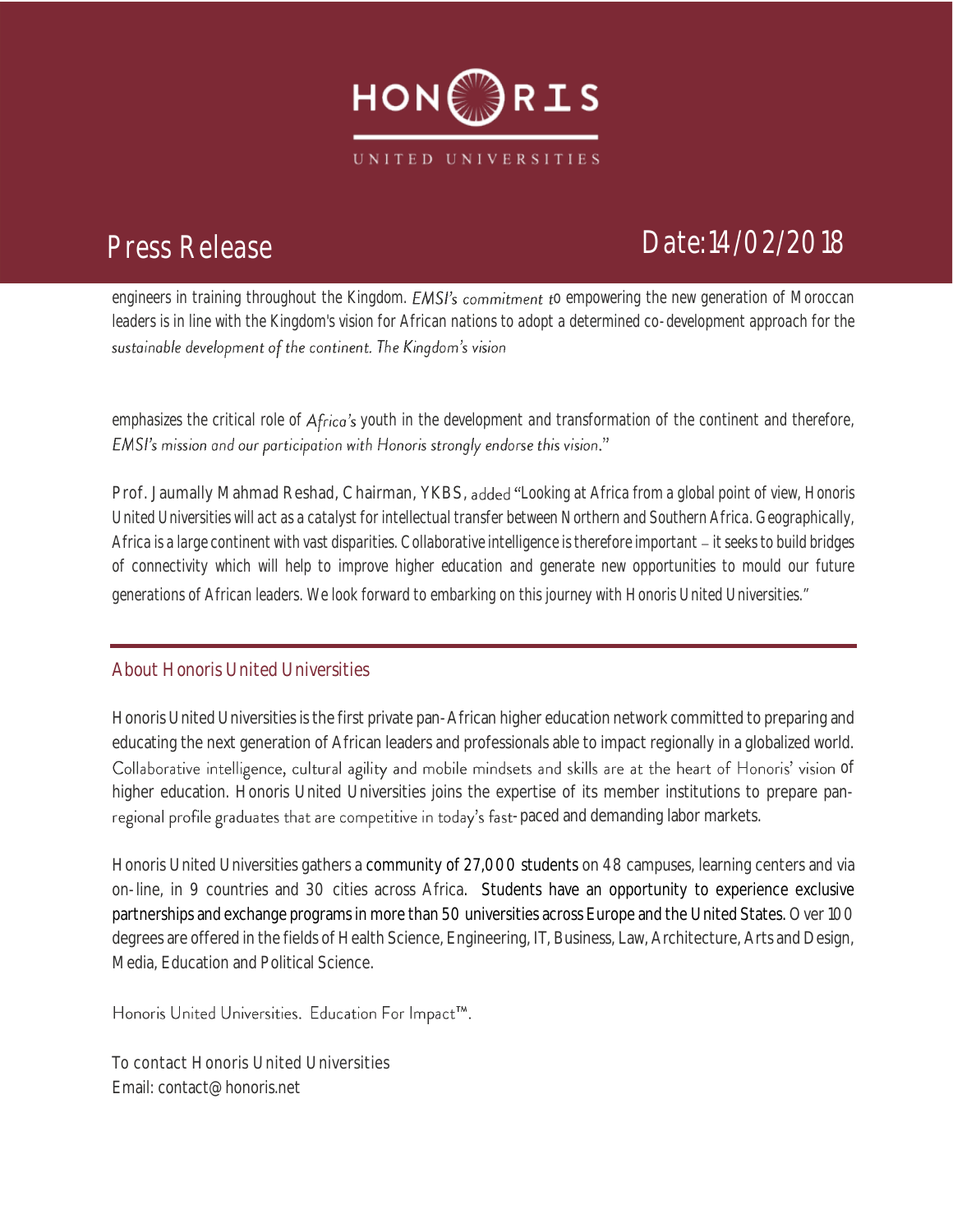engineers in training throughout the Kingdom. EMSI's commitment to empowering the new generation of Moroccan leaders is in line with the Kingdom's vision for African nations to adopt a determined co-development approach for the sustainable development of the continent. The Kingdom's vision

emphasizes the critical role of Africa's youth in the development and transformation of the continent and therefore, EMSI's mission and our participation with Honoris strongly endorse this vision."

Prof. Jaumally Mahmad Reshad, Chairman, YKBS, added "Looking at Africa from a global point of view, Honoris United Universities will act as a catalyst for intellectual transfer between Northern and Southern Africa. Geographically, Africa is a large continent with vast disparities. Collaborative intelligence is therefore important – it seeks to build bridges of connectivity which will help to improve higher education and generate new opportunities to mould our future generations of African leaders. We look forward to embarking on this journey with Honoris United Universities."

## About Honoris United Universities

Honoris United Universities is the first private pan-African higher education network committed to preparing and educating the next generation of African leaders and professionals able to impact regionally in a globalized world. Collaborative intelligence, cultural agility and mobile mindsets and skills are at the heart of Honoris' vision of higher education. Honoris United Universities joins the expertise of its member institutions to prepare pan-regional profile graduates that are competitive in today's fast-paced and demanding labor markets.

Honoris United Universities gathers a community of 27,000 students on 48 campuses, learning centers and via on-line, in 9 countries and 30 cities across Africa. Students have an opportunity to experience exclusive partnerships and exchange programs in more than 50 universities across Europe and the United States. Over 100 degrees are offered in the fields of Health Science, Engineering, IT, Business, Law, Architecture, Arts and Design, Media, Education and Political Science.

Honoris United Universities. Education For Impact™.

To contact Honoris United Universities
Email: contact@honoris.net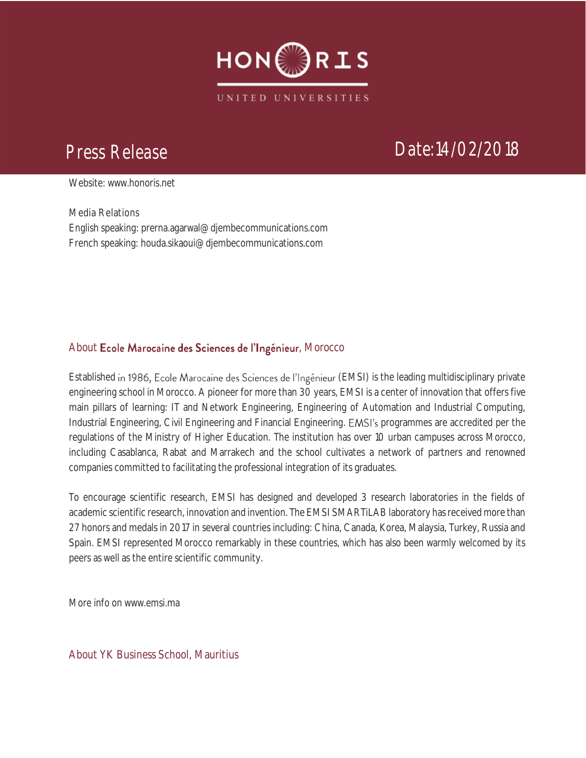HONORIS

UNITED UNIVERSITIES

# Press Release

Date: 14/02/2018

Website: www.honoris.net

Media Relations
English speaking: prerna.agarwal@djembecommunications.com
French speaking: houda.sikaoui@djembecommunications.com

## About Ecole Marocaine des Sciences de l'Ingénieur, Morocco

Established in 1986, Ecole Marocaine des Sciences de l'Ingénieur (EMSI) is the leading multidisciplinary private engineering school in Morocco. A pioneer for more than 30 years, EMSI is a center of innovation that offers five main pillars of learning: IT and Network Engineering, Engineering of Automation and Industrial Computing, Industrial Engineering, Civil Engineering and Financial Engineering. EMSI's programmes are accredited per the regulations of the Ministry of Higher Education. The institution has over 10 urban campuses across Morocco, including Casablanca, Rabat and Marrakech and the school cultivates a network of partners and renowned companies committed to facilitating the professional integration of its graduates.

To encourage scientific research, EMSI has designed and developed 3 research laboratories in the fields of academic scientific research, innovation and invention. The EMSI SMARTiLAB laboratory has received more than 27 honors and medals in 2017 in several countries including: China, Canada, Korea, Malaysia, Turkey, Russia and Spain. EMSI represented Morocco remarkably in these countries, which has also been warmly welcomed by its peers as well as the entire scientific community.

More info on www.emsi.ma

## About YK Business School, Mauritius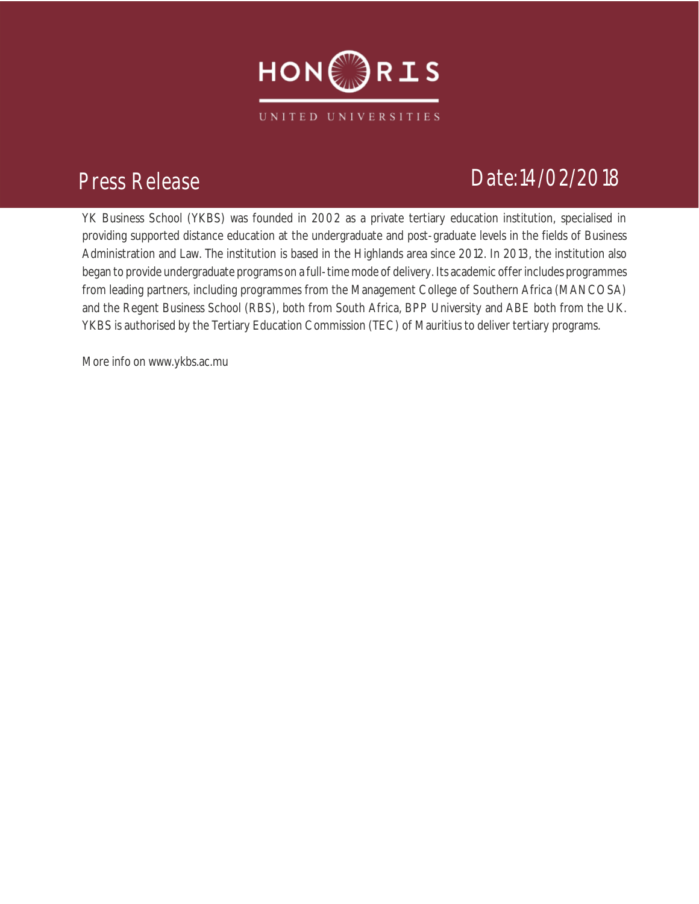HONORIS

UNITED UNIVERSITIES

Press Release

Date: 14/02/2018

YK Business School (YKBS) was founded in 2002 as a private tertiary education institution, specialised in providing supported distance education at the undergraduate and post-graduate levels in the fields of Business Administration and Law. The institution is based in the Highlands area since 2012. In 2013, the institution also began to provide undergraduate programs on a full-time mode of delivery. Its academic offer includes programmes from leading partners, including programmes from the Management College of Southern Africa (MANCOSA) and the Regent Business School (RBS), both from South Africa, BPP University and ABE both from the UK. YKBS is authorised by the Tertiary Education Commission (TEC) of Mauritius to deliver tertiary programs.

More info on www.ykbs.ac.mu